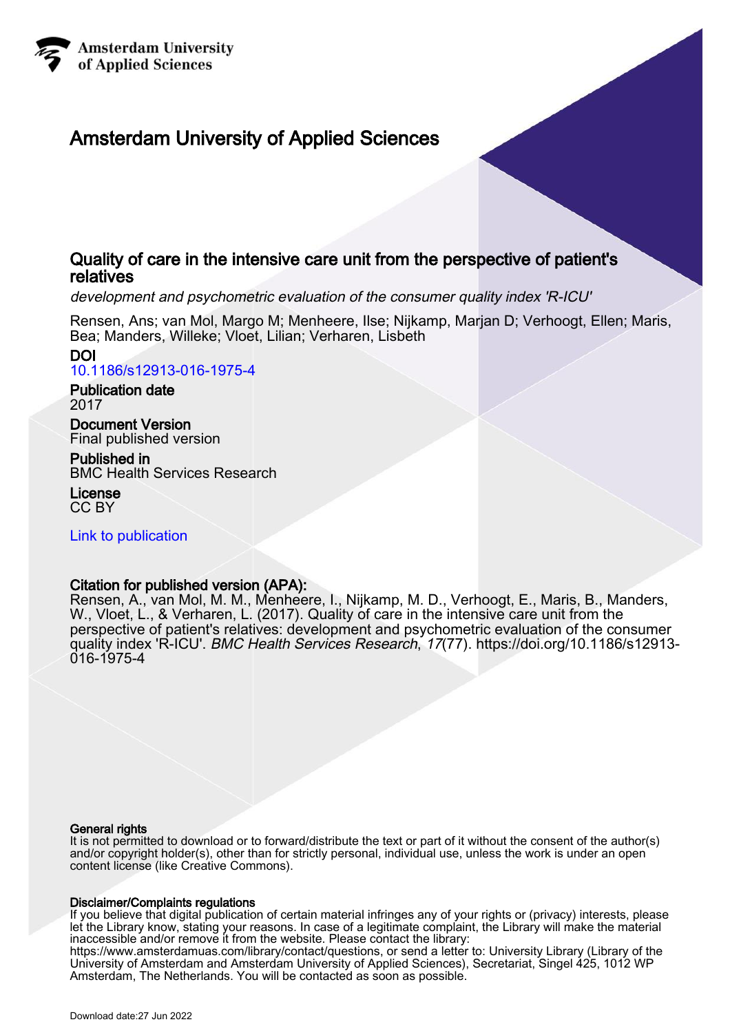Amsterdam University of Applied Sciences

# Amsterdam University of Applied Sciences

## Quality of care in the intensive care unit from the perspective of patient's relatives

*development and psychometric evaluation of the consumer quality index 'R-ICU'*

Rensen, Ans; van Mol, Margo M; Menheere, Ilse; Nijkamp, Marjan D; Verhoogt, Ellen; Maris, Bea; Manders, Willeke; Vloet, Lilian; Verharen, Lisbeth

**DOI**
10.1186/s12913-016-1975-4

**Publication date**
2017

**Document Version**
Final published version

**Published in**
BMC Health Services Research

**License**
CC BY

Link to publication

**Citation for published version (APA):**
Rensen, A., van Mol, M. M., Menheere, I., Nijkamp, M. D., Verhoogt, E., Maris, B., Manders, W., Vloet, L., & Verharen, L. (2017). Quality of care in the intensive care unit from the perspective of patient's relatives: development and psychometric evaluation of the consumer quality index 'R-ICU'. *BMC Health Services Research*, *17*(77). https://doi.org/10.1186/s12913-016-1975-4

**General rights**
It is not permitted to download or to forward/distribute the text or part of it without the consent of the author(s) and/or copyright holder(s), other than for strictly personal, individual use, unless the work is under an open content license (like Creative Commons).

**Disclaimer/Complaints regulations**
If you believe that digital publication of certain material infringes any of your rights or (privacy) interests, please let the Library know, stating your reasons. In case of a legitimate complaint, the Library will make the material inaccessible and/or remove it from the website. Please contact the library: https://www.amsterdamuas.com/library/contact/questions, or send a letter to: University Library (Library of the University of Amsterdam and Amsterdam University of Applied Sciences), Secretariat, Singel 425, 1012 WP Amsterdam, The Netherlands. You will be contacted as soon as possible.

Download date:27 Jun 2022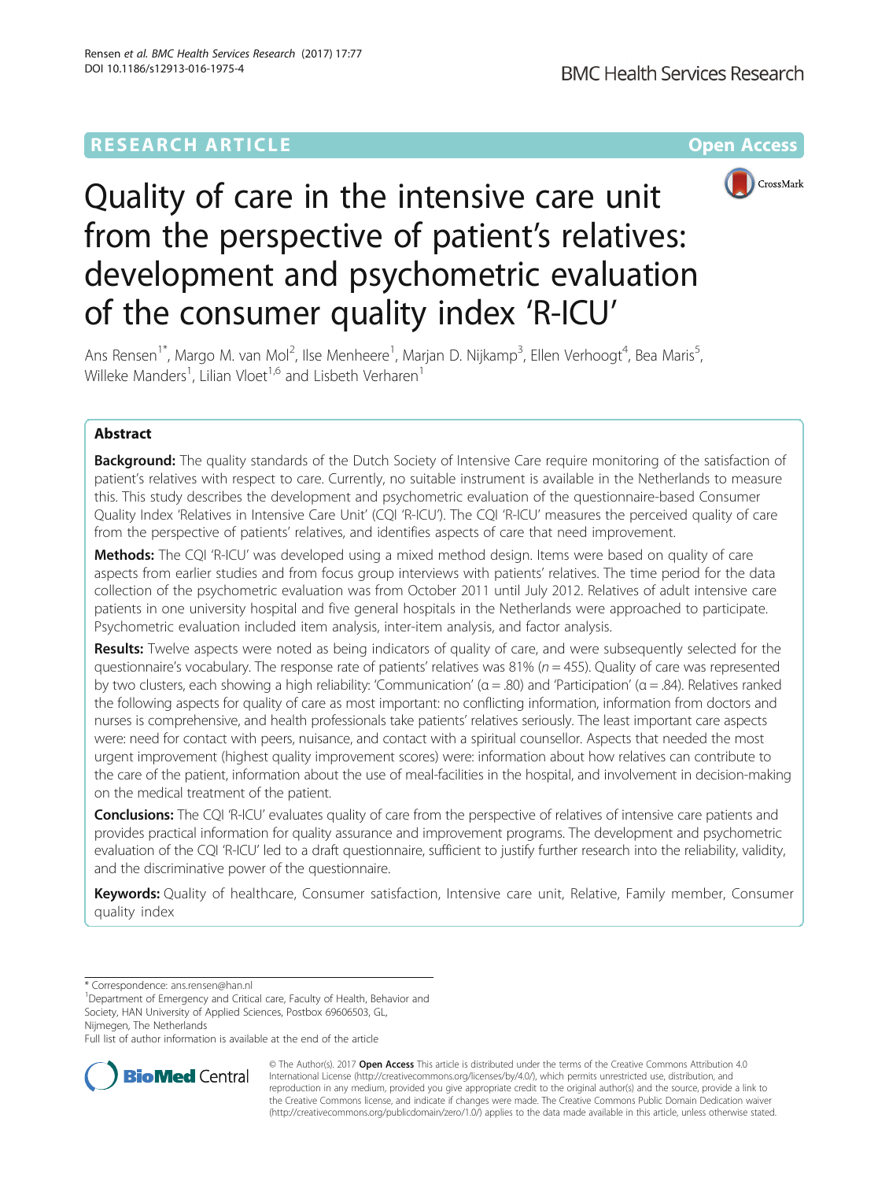# Quality of care in the intensive care unit from the perspective of patient's relatives: development and psychometric evaluation of the consumer quality index 'R-ICU'

Ans Rensen[1*], Margo M. van Mol[2], Ilse Menheere[1], Marjan D. Nijkamp[3], Ellen Verhoogt[4], Bea Maris[5], Willeke Manders[1], Lilian Vloet[1,6] and Lisbeth Verharen[1]

## Abstract

**Background:** The quality standards of the Dutch Society of Intensive Care require monitoring of the satisfaction of patient's relatives with respect to care. Currently, no suitable instrument is available in the Netherlands to measure this. This study describes the development and psychometric evaluation of the questionnaire-based Consumer Quality Index 'Relatives in Intensive Care Unit' (CQI 'R-ICU'). The CQI 'R-ICU' measures the perceived quality of care from the perspective of patients' relatives, and identifies aspects of care that need improvement.

**Methods:** The CQI 'R-ICU' was developed using a mixed method design. Items were based on quality of care aspects from earlier studies and from focus group interviews with patients' relatives. The time period for the data collection of the psychometric evaluation was from October 2011 until July 2012. Relatives of adult intensive care patients in one university hospital and five general hospitals in the Netherlands were approached to participate. Psychometric evaluation included item analysis, inter-item analysis, and factor analysis.

**Results:** Twelve aspects were noted as being indicators of quality of care, and were subsequently selected for the questionnaire's vocabulary. The response rate of patients' relatives was 81% ($n = 455$). Quality of care was represented by two clusters, each showing a high reliability: 'Communication' ($\alpha = .80$) and 'Participation' ($\alpha = .84$). Relatives ranked the following aspects for quality of care as most important: no conflicting information, information from doctors and nurses is comprehensive, and health professionals take patients' relatives seriously. The least important care aspects were: need for contact with peers, nuisance, and contact with a spiritual counsellor. Aspects that needed the most urgent improvement (highest quality improvement scores) were: information about how relatives can contribute to the care of the patient, information about the use of meal-facilities in the hospital, and involvement in decision-making on the medical treatment of the patient.

**Conclusions:** The CQI 'R-ICU' evaluates quality of care from the perspective of relatives of intensive care patients and provides practical information for quality assurance and improvement programs. The development and psychometric evaluation of the CQI 'R-ICU' led to a draft questionnaire, sufficient to justify further research into the reliability, validity, and the discriminative power of the questionnaire.

**Keywords:** Quality of healthcare, Consumer satisfaction, Intensive care unit, Relative, Family member, Consumer quality index

---

\* Correspondence: ans.rensen@han.nl

[1]Department of Emergency and Critical care, Faculty of Health, Behavior and Society, HAN University of Applied Sciences, Postbox 69606503, GL, Nijmegen, The Netherlands

Full list of author information is available at the end of the article

© The Author(s). 2017 **Open Access** This article is distributed under the terms of the Creative Commons Attribution 4.0 International License (http://creativecommons.org/licenses/by/4.0/), which permits unrestricted use, distribution, and reproduction in any medium, provided you give appropriate credit to the original author(s) and the source, provide a link to the Creative Commons license, and indicate if changes were made. The Creative Commons Public Domain Dedication waiver (http://creativecommons.org/publicdomain/zero/1.0/) applies to the data made available in this article, unless otherwise stated.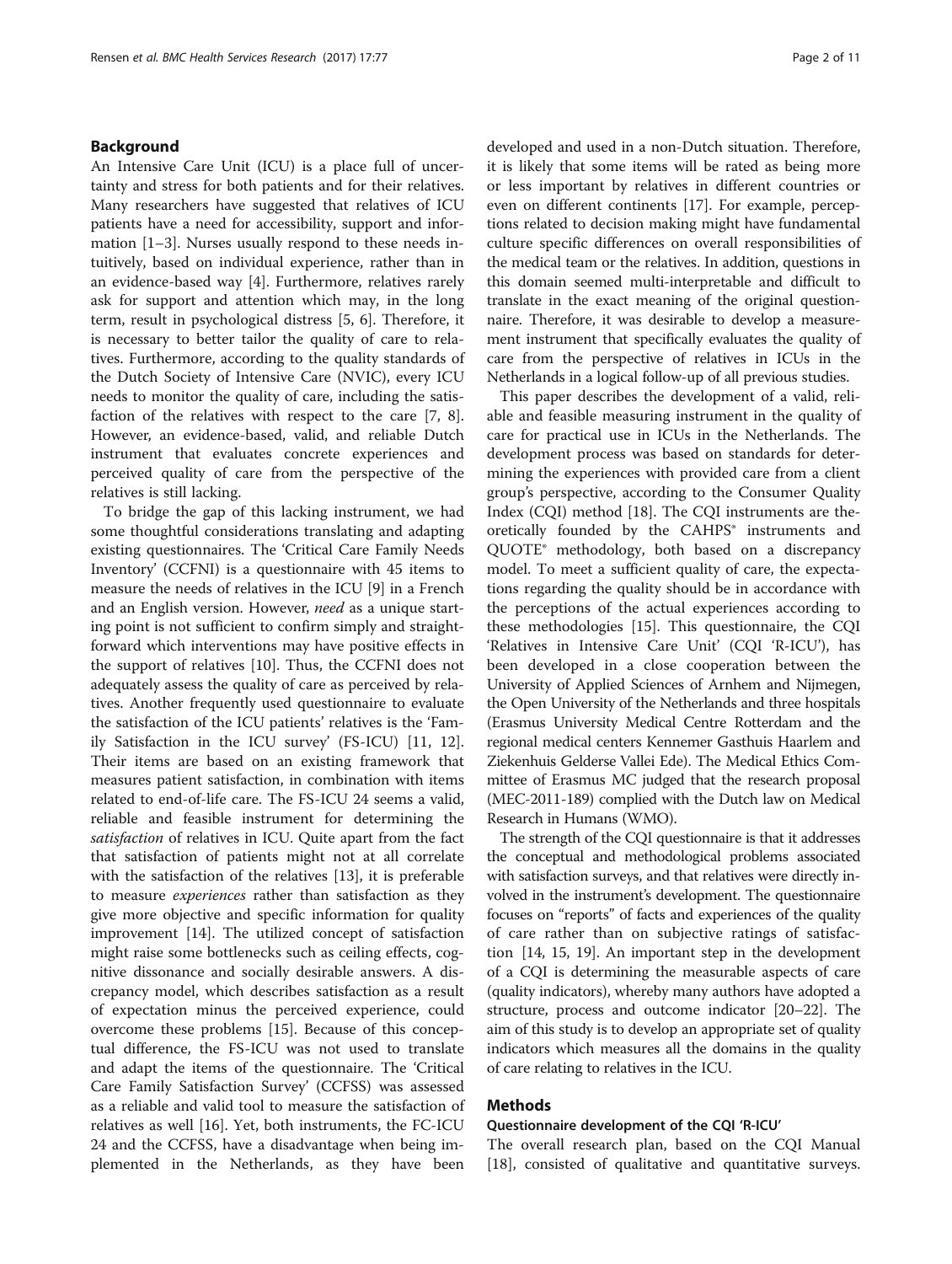## Background

An Intensive Care Unit (ICU) is a place full of uncertainty and stress for both patients and for their relatives. Many researchers have suggested that relatives of ICU patients have a need for accessibility, support and information [1–3]. Nurses usually respond to these needs intuitively, based on individual experience, rather than in an evidence-based way [4]. Furthermore, relatives rarely ask for support and attention which may, in the long term, result in psychological distress [5, 6]. Therefore, it is necessary to better tailor the quality of care to relatives. Furthermore, according to the quality standards of the Dutch Society of Intensive Care (NVIC), every ICU needs to monitor the quality of care, including the satisfaction of the relatives with respect to the care [7, 8]. However, an evidence-based, valid, and reliable Dutch instrument that evaluates concrete experiences and perceived quality of care from the perspective of the relatives is still lacking.

To bridge the gap of this lacking instrument, we had some thoughtful considerations translating and adapting existing questionnaires. The 'Critical Care Family Needs Inventory' (CCFNI) is a questionnaire with 45 items to measure the needs of relatives in the ICU [9] in a French and an English version. However, *need* as a unique starting point is not sufficient to confirm simply and straightforward which interventions may have positive effects in the support of relatives [10]. Thus, the CCFNI does not adequately assess the quality of care as perceived by relatives. Another frequently used questionnaire to evaluate the satisfaction of the ICU patients' relatives is the 'Family Satisfaction in the ICU survey' (FS-ICU) [11, 12]. Their items are based on an existing framework that measures patient satisfaction, in combination with items related to end-of-life care. The FS-ICU 24 seems a valid, reliable and feasible instrument for determining the *satisfaction* of relatives in ICU. Quite apart from the fact that satisfaction of patients might not at all correlate with the satisfaction of the relatives [13], it is preferable to measure *experiences* rather than satisfaction as they give more objective and specific information for quality improvement [14]. The utilized concept of satisfaction might raise some bottlenecks such as ceiling effects, cognitive dissonance and socially desirable answers. A discrepancy model, which describes satisfaction as a result of expectation minus the perceived experience, could overcome these problems [15]. Because of this conceptual difference, the FS-ICU was not used to translate and adapt the items of the questionnaire. The 'Critical Care Family Satisfaction Survey' (CCFSS) was assessed as a reliable and valid tool to measure the satisfaction of relatives as well [16]. Yet, both instruments, the FC-ICU 24 and the CCFSS, have a disadvantage when being implemented in the Netherlands, as they have been developed and used in a non-Dutch situation. Therefore, it is likely that some items will be rated as being more or less important by relatives in different countries or even on different continents [17]. For example, perceptions related to decision making might have fundamental culture specific differences on overall responsibilities of the medical team or the relatives. In addition, questions in this domain seemed multi-interpretable and difficult to translate in the exact meaning of the original questionnaire. Therefore, it was desirable to develop a measurement instrument that specifically evaluates the quality of care from the perspective of relatives in ICUs in the Netherlands in a logical follow-up of all previous studies.

This paper describes the development of a valid, reliable and feasible measuring instrument in the quality of care for practical use in ICUs in the Netherlands. The development process was based on standards for determining the experiences with provided care from a client group's perspective, according to the Consumer Quality Index (CQI) method [18]. The CQI instruments are theoretically founded by the CAHPS® instruments and QUOTE® methodology, both based on a discrepancy model. To meet a sufficient quality of care, the expectations regarding the quality should be in accordance with the perceptions of the actual experiences according to these methodologies [15]. This questionnaire, the CQI 'Relatives in Intensive Care Unit' (CQI 'R-ICU'), has been developed in a close cooperation between the University of Applied Sciences of Arnhem and Nijmegen, the Open University of the Netherlands and three hospitals (Erasmus University Medical Centre Rotterdam and the regional medical centers Kennemer Gasthuis Haarlem and Ziekenhuis Gelderse Vallei Ede). The Medical Ethics Committee of Erasmus MC judged that the research proposal (MEC-2011-189) complied with the Dutch law on Medical Research in Humans (WMO).

The strength of the CQI questionnaire is that it addresses the conceptual and methodological problems associated with satisfaction surveys, and that relatives were directly involved in the instrument's development. The questionnaire focuses on "reports" of facts and experiences of the quality of care rather than on subjective ratings of satisfaction [14, 15, 19]. An important step in the development of a CQI is determining the measurable aspects of care (quality indicators), whereby many authors have adopted a structure, process and outcome indicator [20–22]. The aim of this study is to develop an appropriate set of quality indicators which measures all the domains in the quality of care relating to relatives in the ICU.

## Methods

### Questionnaire development of the CQI 'R-ICU'

The overall research plan, based on the CQI Manual [18], consisted of qualitative and quantitative surveys.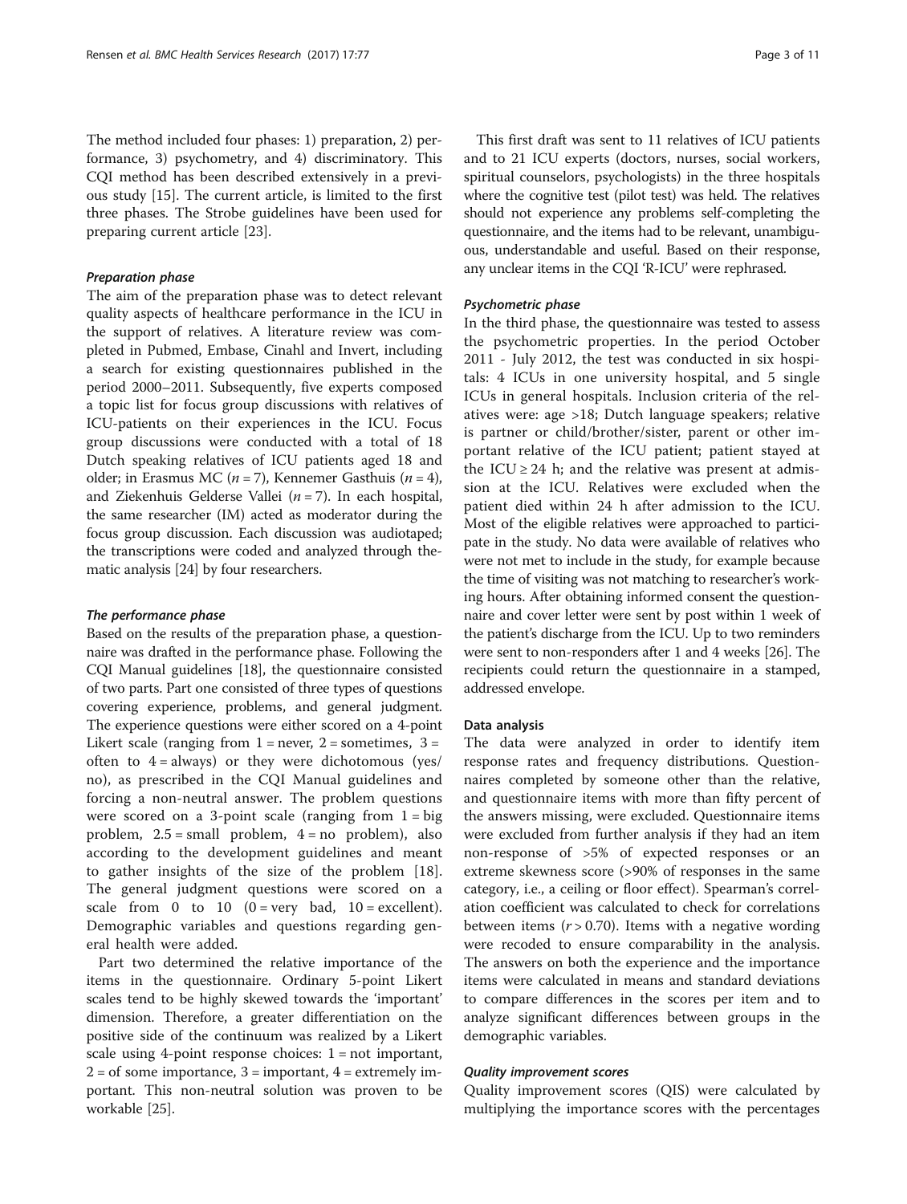The method included four phases: 1) preparation, 2) performance, 3) psychometry, and 4) discriminatory. This CQI method has been described extensively in a previous study [15]. The current article, is limited to the first three phases. The Strobe guidelines have been used for preparing current article [23].

### *Preparation phase*

The aim of the preparation phase was to detect relevant quality aspects of healthcare performance in the ICU in the support of relatives. A literature review was completed in Pubmed, Embase, Cinahl and Invert, including a search for existing questionnaires published in the period 2000–2011. Subsequently, five experts composed a topic list for focus group discussions with relatives of ICU-patients on their experiences in the ICU. Focus group discussions were conducted with a total of 18 Dutch speaking relatives of ICU patients aged 18 and older; in Erasmus MC ($n = 7$), Kennemer Gasthuis ($n = 4$), and Ziekenhuis Gelderse Vallei ($n = 7$). In each hospital, the same researcher (IM) acted as moderator during the focus group discussion. Each discussion was audiotaped; the transcriptions were coded and analyzed through thematic analysis [24] by four researchers.

### *The performance phase*

Based on the results of the preparation phase, a questionnaire was drafted in the performance phase. Following the CQI Manual guidelines [18], the questionnaire consisted of two parts. Part one consisted of three types of questions covering experience, problems, and general judgment. The experience questions were either scored on a 4-point Likert scale (ranging from 1 = never, 2 = sometimes, 3 = often to 4 = always) or they were dichotomous (yes/no), as prescribed in the CQI Manual guidelines and forcing a non-neutral answer. The problem questions were scored on a 3-point scale (ranging from 1 = big problem, 2.5 = small problem, 4 = no problem), also according to the development guidelines and meant to gather insights of the size of the problem [18]. The general judgment questions were scored on a scale from 0 to 10 (0 = very bad, 10 = excellent). Demographic variables and questions regarding general health were added.

Part two determined the relative importance of the items in the questionnaire. Ordinary 5-point Likert scales tend to be highly skewed towards the 'important' dimension. Therefore, a greater differentiation on the positive side of the continuum was realized by a Likert scale using 4-point response choices: 1 = not important, 2 = of some importance, 3 = important, 4 = extremely important. This non-neutral solution was proven to be workable [25].

This first draft was sent to 11 relatives of ICU patients and to 21 ICU experts (doctors, nurses, social workers, spiritual counselors, psychologists) in the three hospitals where the cognitive test (pilot test) was held. The relatives should not experience any problems self-completing the questionnaire, and the items had to be relevant, unambiguous, understandable and useful. Based on their response, any unclear items in the CQI 'R-ICU' were rephrased.

### *Psychometric phase*

In the third phase, the questionnaire was tested to assess the psychometric properties. In the period October 2011 - July 2012, the test was conducted in six hospitals: 4 ICUs in one university hospital, and 5 single ICUs in general hospitals. Inclusion criteria of the relatives were: age >18; Dutch language speakers; relative is partner or child/brother/sister, parent or other important relative of the ICU patient; patient stayed at the ICU ≥ 24 h; and the relative was present at admission at the ICU. Relatives were excluded when the patient died within 24 h after admission to the ICU. Most of the eligible relatives were approached to participate in the study. No data were available of relatives who were not met to include in the study, for example because the time of visiting was not matching to researcher's working hours. After obtaining informed consent the questionnaire and cover letter were sent by post within 1 week of the patient's discharge from the ICU. Up to two reminders were sent to non-responders after 1 and 4 weeks [26]. The recipients could return the questionnaire in a stamped, addressed envelope.

### Data analysis

The data were analyzed in order to identify item response rates and frequency distributions. Questionnaires completed by someone other than the relative, and questionnaire items with more than fifty percent of the answers missing, were excluded. Questionnaire items were excluded from further analysis if they had an item non-response of >5% of expected responses or an extreme skewness score (>90% of responses in the same category, i.e., a ceiling or floor effect). Spearman's correlation coefficient was calculated to check for correlations between items ($r > 0.70$). Items with a negative wording were recoded to ensure comparability in the analysis. The answers on both the experience and the importance items were calculated in means and standard deviations to compare differences in the scores per item and to analyze significant differences between groups in the demographic variables.

### *Quality improvement scores*

Quality improvement scores (QIS) were calculated by multiplying the importance scores with the percentages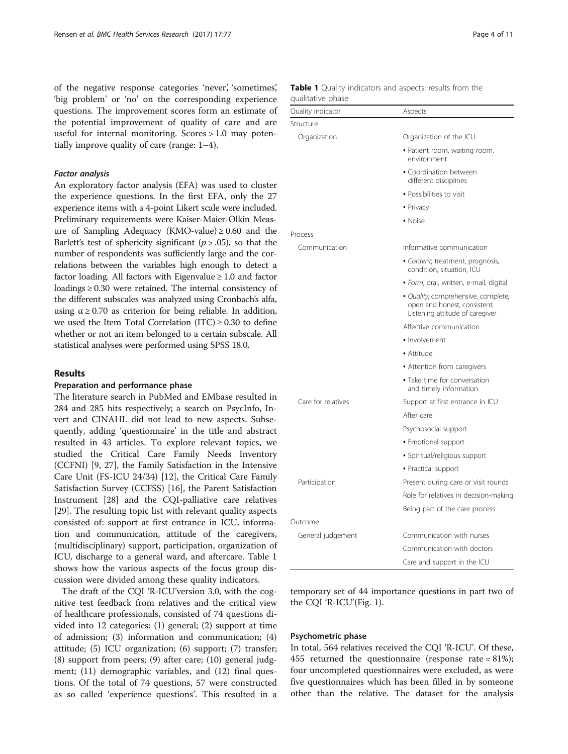of the negative response categories 'never', 'sometimes', 'big problem' or 'no' on the corresponding experience questions. The improvement scores form an estimate of the potential improvement of quality of care and are useful for internal monitoring. Scores > 1.0 may potentially improve quality of care (range: 1–4).

#### Factor analysis

An exploratory factor analysis (EFA) was used to cluster the experience questions. In the first EFA, only the 27 experience items with a 4-point Likert scale were included. Preliminary requirements were Kaiser-Maier-Olkin Measure of Sampling Adequacy (KMO-value) ≥ 0.60 and the Barlett's test of sphericity significant ($p > .05$), so that the number of respondents was sufficiently large and the correlations between the variables high enough to detect a factor loading. All factors with Eigenvalue ≥ 1.0 and factor loadings ≥ 0.30 were retained. The internal consistency of the different subscales was analyzed using Cronbach's alfa, using $\alpha \geq 0.70$ as criterion for being reliable. In addition, we used the Item Total Correlation (ITC) ≥ 0.30 to define whether or not an item belonged to a certain subscale. All statistical analyses were performed using SPSS 18.0.

## Results

### Preparation and performance phase

The literature search in PubMed and EMbase resulted in 284 and 285 hits respectively; a search on PsycInfo, Invert and CINAHL did not lead to new aspects. Subsequently, adding 'questionnaire' in the title and abstract resulted in 43 articles. To explore relevant topics, we studied the Critical Care Family Needs Inventory (CCFNI) [9, 27], the Family Satisfaction in the Intensive Care Unit (FS-ICU 24/34) [12], the Critical Care Family Satisfaction Survey (CCFSS) [16], the Parent Satisfaction Instrument [28] and the CQI-palliative care relatives [29]. The resulting topic list with relevant quality aspects consisted of: support at first entrance in ICU, information and communication, attitude of the caregivers, (multidisciplinary) support, participation, organization of ICU, discharge to a general ward, and aftercare. Table 1 shows how the various aspects of the focus group discussion were divided among these quality indicators.

The draft of the CQI 'R-ICU'version 3.0, with the cognitive test feedback from relatives and the critical view of healthcare professionals, consisted of 74 questions divided into 12 categories: (1) general; (2) support at time of admission; (3) information and communication; (4) attitude; (5) ICU organization; (6) support; (7) transfer; (8) support from peers; (9) after care; (10) general judgment; (11) demographic variables, and (12) final questions. Of the total of 74 questions, 57 were constructed as so called 'experience questions'. This resulted in a temporary set of 44 importance questions in part two of the CQI 'R-ICU'(Fig. 1).

**Table 1** Quality indicators and aspects: results from the qualitative phase

| Quality indicator | Aspects |
|---|---|
| Structure | |
| Organization | Organization of the ICU |
| | ▪ Patient room, waiting room, environment |
| | ▪ Coordination between different disciplines |
| | ▪ Possibilities to visit |
| | ▪ Privacy |
| | ▪ Noise |
| Process | |
| Communication | Informative communication |
| | ▪ *Content*; treatment, prognosis, condition, situation, ICU |
| | ▪ *Form*; oral, written, e-mail, digital |
| | ▪ *Quality*; comprehensive, complete, open and honest, consistent, Listening attitude of caregiver |
| | Affective communication |
| | ▪ Involvement |
| | ▪ Attitude |
| | ▪ Attention from caregivers |
| | ▪ Take time for conversation and timely information |
| Care for relatives | Support at first entrance in ICU |
| | After care |
| | Psychosocial support |
| | ▪ Emotional support |
| | ▪ Spiritual/religious support |
| | ▪ Practical support |
| Participation | Present during care or visit rounds |
| | Role for relatives in decision-making |
| | Being part of the care process |
| Outcome | |
| General judgement | Communication with nurses |
| | Communication with doctors |
| | Care and support in the ICU |

### Psychometric phase

In total, 564 relatives received the CQI 'R-ICU'. Of these, 455 returned the questionnaire (response rate = 81%); four uncompleted questionnaires were excluded, as were five questionnaires which has been filled in by someone other than the relative. The dataset for the analysis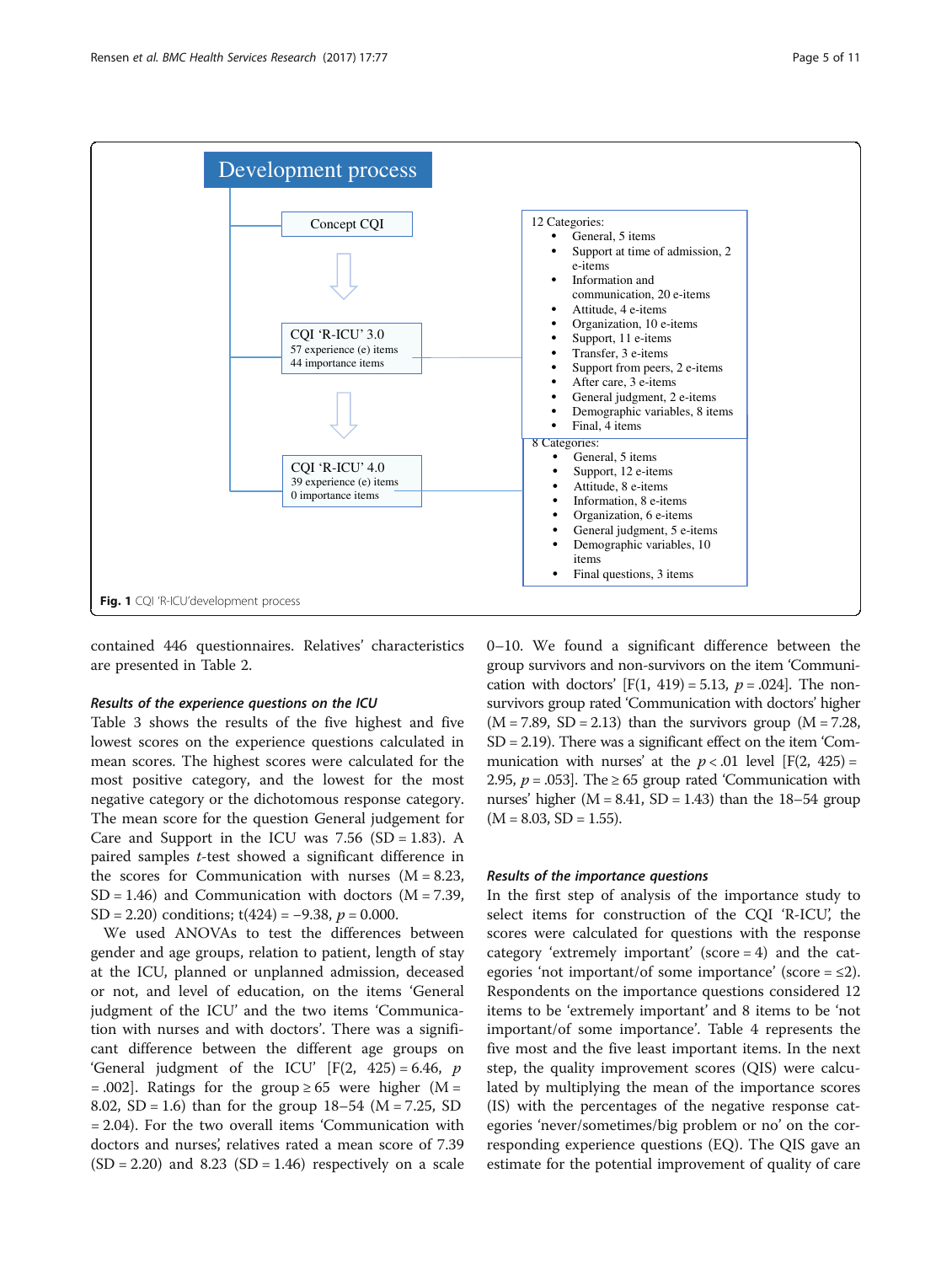Development process

Concept CQI

CQI 'R-ICU' 3.0
57 experience (e) items
44 importance items

12 Categories:

- General, 5 items
- Support at time of admission, 2 e-items
- Information and communication, 20 e-items
- Attitude, 4 e-items
- Organization, 10 e-items
- Support, 11 e-items
- Transfer, 3 e-items
- Support from peers, 2 e-items
- After care, 3 e-items
- General judgment, 2 e-items
- Demographic variables, 8 items
- Final, 4 items

CQI 'R-ICU' 4.0
39 experience (e) items
0 importance items

8 Categories:

- General, 5 items
- Support, 12 e-items
- Attitude, 8 e-items
- Information, 8 e-items
- Organization, 6 e-items
- General judgment, 5 e-items
- Demographic variables, 10 items
- Final questions, 3 items

**Fig. 1** CQI 'R-ICU'development process

contained 446 questionnaires. Relatives' characteristics are presented in Table 2.

### *Results of the experience questions on the ICU*

Table 3 shows the results of the five highest and five lowest scores on the experience questions calculated in mean scores. The highest scores were calculated for the most positive category, and the lowest for the most negative category or the dichotomous response category. The mean score for the question General judgement for Care and Support in the ICU was 7.56 (SD = 1.83). A paired samples *t*-test showed a significant difference in the scores for Communication with nurses (M = 8.23, SD = 1.46) and Communication with doctors (M = 7.39, SD = 2.20) conditions; $t(424) = -9.38$, $p = 0.000$.

We used ANOVAs to test the differences between gender and age groups, relation to patient, length of stay at the ICU, planned or unplanned admission, deceased or not, and level of education, on the items 'General judgment of the ICU' and the two items 'Communication with nurses and with doctors'. There was a significant difference between the different age groups on 'General judgment of the ICU' [$F(2, 425) = 6.46$, $p = .002$]. Ratings for the group ≥ 65 were higher (M = 8.02, SD = 1.6) than for the group 18–54 (M = 7.25, SD = 2.04). For the two overall items 'Communication with doctors and nurses', relatives rated a mean score of 7.39 (SD = 2.20) and 8.23 (SD = 1.46) respectively on a scale 0–10. We found a significant difference between the group survivors and non-survivors on the item 'Communication with doctors' [$F(1, 419) = 5.13$, $p = .024$]. The non-survivors group rated 'Communication with doctors' higher (M = 7.89, SD = 2.13) than the survivors group (M = 7.28, SD = 2.19). There was a significant effect on the item 'Communication with nurses' at the $p < .01$ level [$F(2, 425) = 2.95$, $p = .053$]. The ≥ 65 group rated 'Communication with nurses' higher (M = 8.41, SD = 1.43) than the 18–54 group (M = 8.03, SD = 1.55).

### *Results of the importance questions*

In the first step of analysis of the importance study to select items for construction of the CQI 'R-ICU', the scores were calculated for questions with the response category 'extremely important' (score = 4) and the categories 'not important/of some importance' (score = ≤2). Respondents on the importance questions considered 12 items to be 'extremely important' and 8 items to be 'not important/of some importance'. Table 4 represents the five most and the five least important items. In the next step, the quality improvement scores (QIS) were calculated by multiplying the mean of the importance scores (IS) with the percentages of the negative response categories 'never/sometimes/big problem or no' on the corresponding experience questions (EQ). The QIS gave an estimate for the potential improvement of quality of care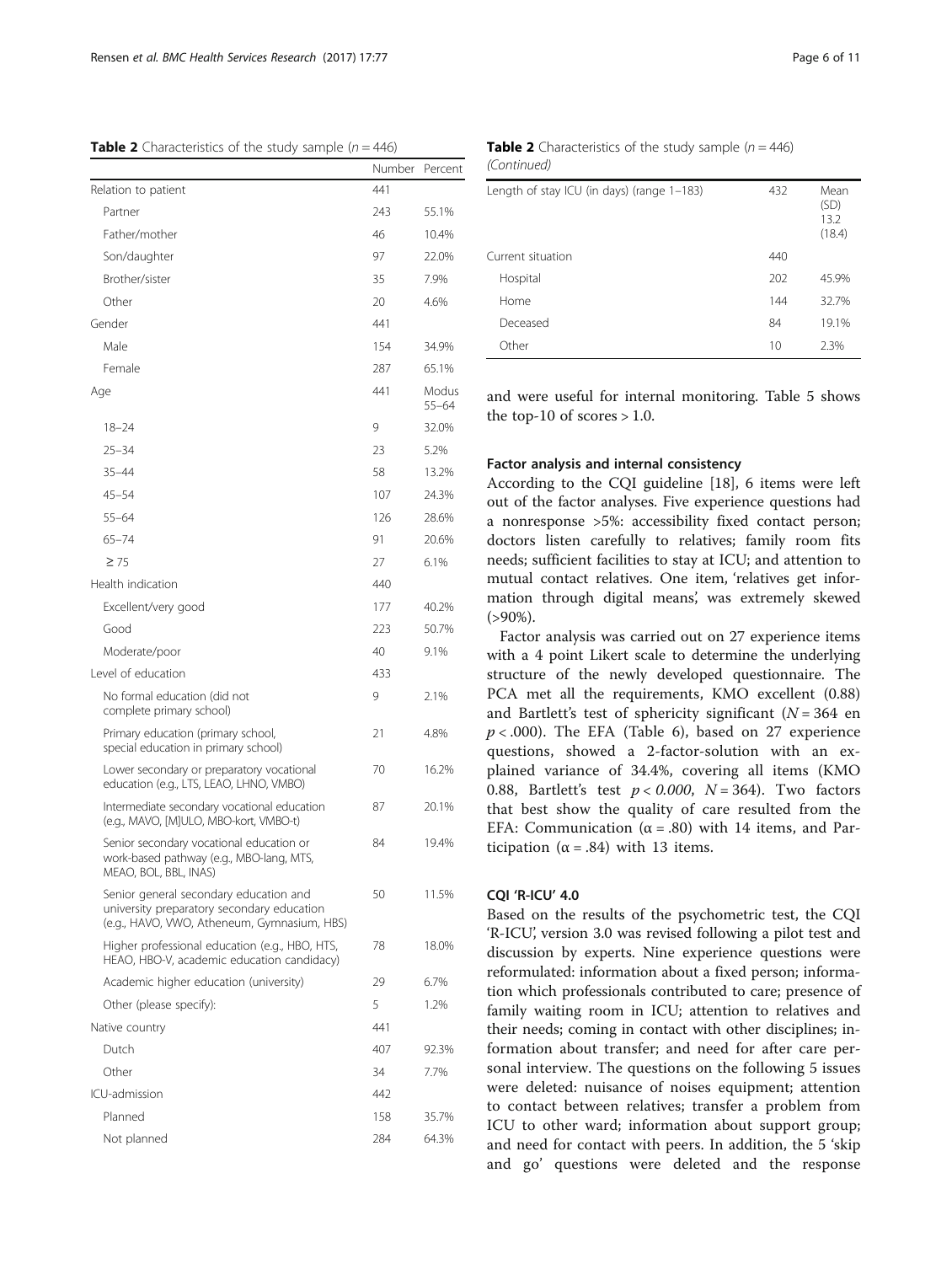**Table 2** Characteristics of the study sample (*n* = 446)

| | Number | Percent |
|---|---|---|
| Relation to patient | 441 | |
| Partner | 243 | 55.1% |
| Father/mother | 46 | 10.4% |
| Son/daughter | 97 | 22.0% |
| Brother/sister | 35 | 7.9% |
| Other | 20 | 4.6% |
| Gender | 441 | |
| Male | 154 | 34.9% |
| Female | 287 | 65.1% |
| Age | 441 | Modus 55–64 |
| 18–24 | 9 | 32.0% |
| 25–34 | 23 | 5.2% |
| 35–44 | 58 | 13.2% |
| 45–54 | 107 | 24.3% |
| 55–64 | 126 | 28.6% |
| 65–74 | 91 | 20.6% |
| ≥ 75 | 27 | 6.1% |
| Health indication | 440 | |
| Excellent/very good | 177 | 40.2% |
| Good | 223 | 50.7% |
| Moderate/poor | 40 | 9.1% |
| Level of education | 433 | |
| No formal education (did not complete primary school) | 9 | 2.1% |
| Primary education (primary school, special education in primary school) | 21 | 4.8% |
| Lower secondary or preparatory vocational education (e.g., LTS, LEAO, LHNO, VMBO) | 70 | 16.2% |
| Intermediate secondary vocational education (e.g., MAVO, [M]ULO, MBO-kort, VMBO-t) | 87 | 20.1% |
| Senior secondary vocational education or work-based pathway (e.g., MBO-lang, MTS, MEAO, BOL, BBL, INAS) | 84 | 19.4% |
| Senior general secondary education and university preparatory secondary education (e.g., HAVO, VWO, Atheneum, Gymnasium, HBS) | 50 | 11.5% |
| Higher professional education (e.g., HBO, HTS, HEAO, HBO-V, academic education candidacy) | 78 | 18.0% |
| Academic higher education (university) | 29 | 6.7% |
| Other (please specify): | 5 | 1.2% |
| Native country | 441 | |
| Dutch | 407 | 92.3% |
| Other | 34 | 7.7% |
| ICU-admission | 442 | |
| Planned | 158 | 35.7% |
| Not planned | 284 | 64.3% |
| Length of stay ICU (in days) (range 1–183) | 432 | Mean (SD) 13.2 (18.4) |
| Current situation | 440 | |
| Hospital | 202 | 45.9% |
| Home | 144 | 32.7% |
| Deceased | 84 | 19.1% |
| Other | 10 | 2.3% |

and were useful for internal monitoring. Table 5 shows the top-10 of scores > 1.0.

### Factor analysis and internal consistency

According to the CQI guideline [18], 6 items were left out of the factor analyses. Five experience questions had a nonresponse >5%: accessibility fixed contact person; doctors listen carefully to relatives; family room fits needs; sufficient facilities to stay at ICU; and attention to mutual contact relatives. One item, 'relatives get information through digital means', was extremely skewed (>90%).

Factor analysis was carried out on 27 experience items with a 4 point Likert scale to determine the underlying structure of the newly developed questionnaire. The PCA met all the requirements, KMO excellent (0.88) and Bartlett's test of sphericity significant ($N = 364$ en $p < .000$). The EFA (Table 6), based on 27 experience questions, showed a 2-factor-solution with an explained variance of 34.4%, covering all items (KMO 0.88, Bartlett's test $p < 0.000$, $N = 364$). Two factors that best show the quality of care resulted from the EFA: Communication ($\alpha = .80$) with 14 items, and Participation ($\alpha = .84$) with 13 items.

### CQI 'R-ICU' 4.0

Based on the results of the psychometric test, the CQI 'R-ICU', version 3.0 was revised following a pilot test and discussion by experts. Nine experience questions were reformulated: information about a fixed person; information which professionals contributed to care; presence of family waiting room in ICU; attention to relatives and their needs; coming in contact with other disciplines; information about transfer; and need for after care personal interview. The questions on the following 5 issues were deleted: nuisance of noises equipment; attention to contact between relatives; transfer a problem from ICU to other ward; information about support group; and need for contact with peers. In addition, the 5 'skip and go' questions were deleted and the response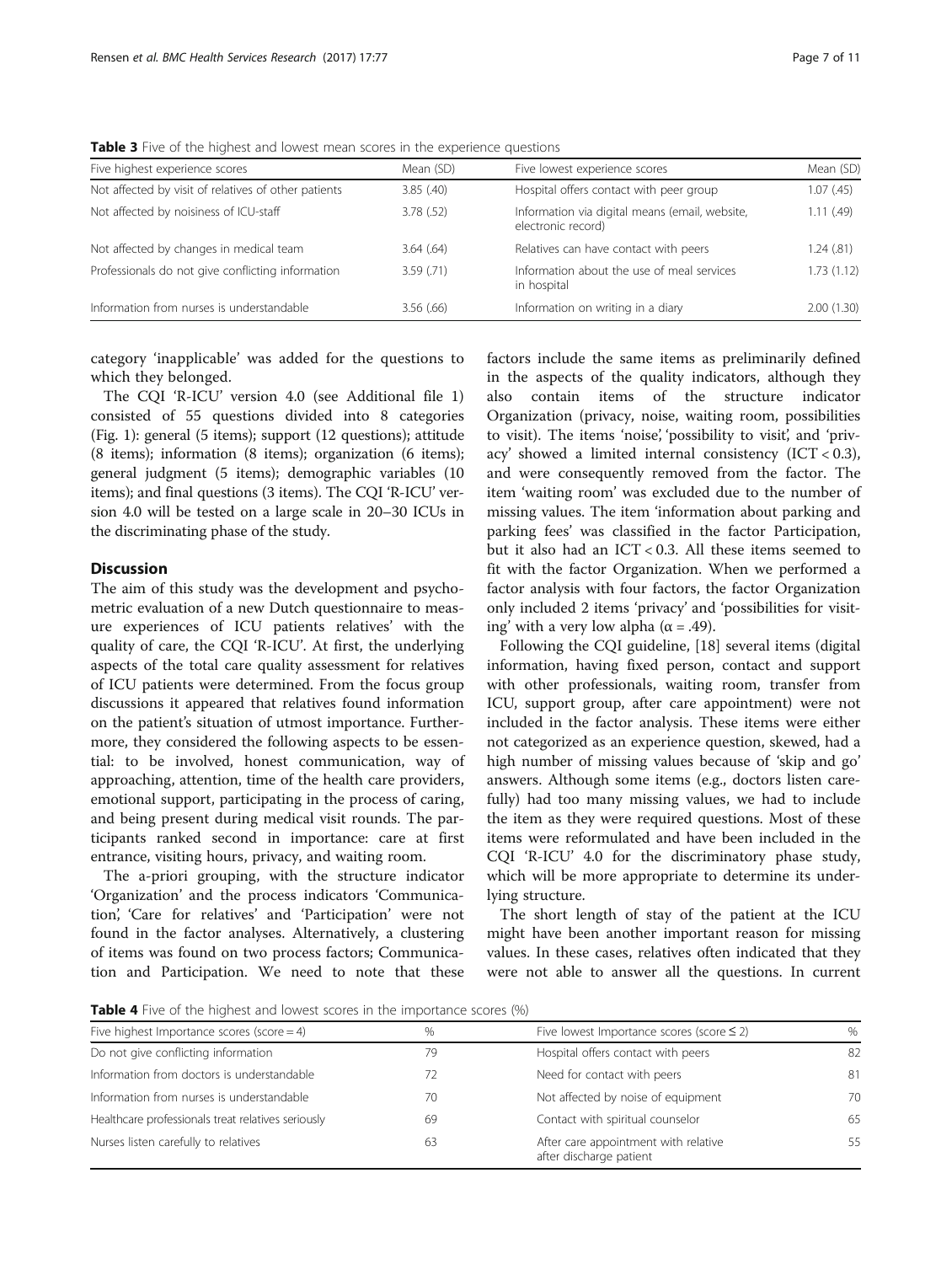**Table 3** Five of the highest and lowest mean scores in the experience questions

| Five highest experience scores | Mean (SD) | Five lowest experience scores | Mean (SD) |
|---|---|---|---|
| Not affected by visit of relatives of other patients | 3.85 (.40) | Hospital offers contact with peer group | 1.07 (.45) |
| Not affected by noisiness of ICU-staff | 3.78 (.52) | Information via digital means (email, website, electronic record) | 1.11 (.49) |
| Not affected by changes in medical team | 3.64 (.64) | Relatives can have contact with peers | 1.24 (.81) |
| Professionals do not give conflicting information | 3.59 (.71) | Information about the use of meal services in hospital | 1.73 (1.12) |
| Information from nurses is understandable | 3.56 (.66) | Information on writing in a diary | 2.00 (1.30) |

category 'inapplicable' was added for the questions to which they belonged.

The CQI 'R-ICU' version 4.0 (see Additional file 1) consisted of 55 questions divided into 8 categories (Fig. 1): general (5 items); support (12 questions); attitude (8 items); information (8 items); organization (6 items); general judgment (5 items); demographic variables (10 items); and final questions (3 items). The CQI 'R-ICU' version 4.0 will be tested on a large scale in 20–30 ICUs in the discriminating phase of the study.

## Discussion

The aim of this study was the development and psychometric evaluation of a new Dutch questionnaire to measure experiences of ICU patients relatives' with the quality of care, the CQI 'R-ICU'. At first, the underlying aspects of the total care quality assessment for relatives of ICU patients were determined. From the focus group discussions it appeared that relatives found information on the patient's situation of utmost importance. Furthermore, they considered the following aspects to be essential: to be involved, honest communication, way of approaching, attention, time of the health care providers, emotional support, participating in the process of caring, and being present during medical visit rounds. The participants ranked second in importance: care at first entrance, visiting hours, privacy, and waiting room.

The a-priori grouping, with the structure indicator 'Organization' and the process indicators 'Communication', 'Care for relatives' and 'Participation' were not found in the factor analyses. Alternatively, a clustering of items was found on two process factors; Communication and Participation. We need to note that these factors include the same items as preliminarily defined in the aspects of the quality indicators, although they also contain items of the structure indicator Organization (privacy, noise, waiting room, possibilities to visit). The items 'noise', 'possibility to visit', and 'privacy' showed a limited internal consistency (ICT < 0.3), and were consequently removed from the factor. The item 'waiting room' was excluded due to the number of missing values. The item 'information about parking and parking fees' was classified in the factor Participation, but it also had an ICT < 0.3. All these items seemed to fit with the factor Organization. When we performed a factor analysis with four factors, the factor Organization only included 2 items 'privacy' and 'possibilities for visiting' with a very low alpha ($\alpha = .49$).

Following the CQI guideline, [18] several items (digital information, having fixed person, contact and support with other professionals, waiting room, transfer from ICU, support group, after care appointment) were not included in the factor analysis. These items were either not categorized as an experience question, skewed, had a high number of missing values because of 'skip and go' answers. Although some items (e.g., doctors listen carefully) had too many missing values, we had to include the item as they were required questions. Most of these items were reformulated and have been included in the CQI 'R-ICU' 4.0 for the discriminatory phase study, which will be more appropriate to determine its underlying structure.

The short length of stay of the patient at the ICU might have been another important reason for missing values. In these cases, relatives often indicated that they were not able to answer all the questions. In current

**Table 4** Five of the highest and lowest scores in the importance scores (%)

| Five highest Importance scores (score = 4) | % | Five lowest Importance scores (score ≤ 2) | % |
|---|---|---|---|
| Do not give conflicting information | 79 | Hospital offers contact with peers | 82 |
| Information from doctors is understandable | 72 | Need for contact with peers | 81 |
| Information from nurses is understandable | 70 | Not affected by noise of equipment | 70 |
| Healthcare professionals treat relatives seriously | 69 | Contact with spiritual counselor | 65 |
| Nurses listen carefully to relatives | 63 | After care appointment with relative after discharge patient | 55 |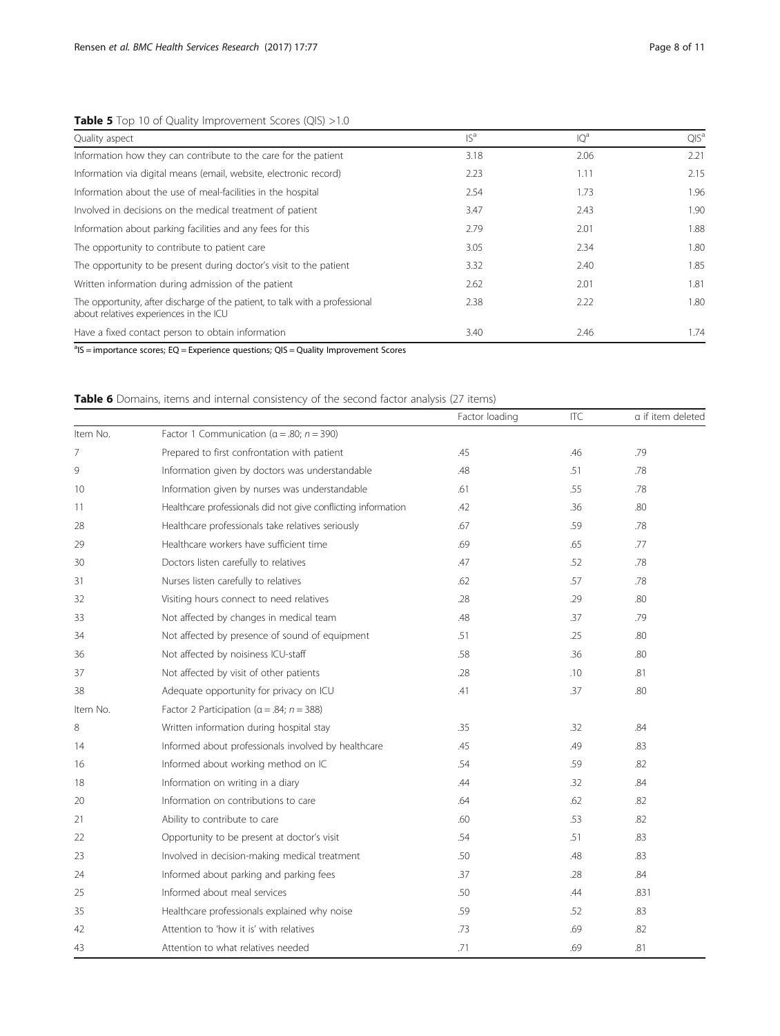**Table 5** Top 10 of Quality Improvement Scores (QIS) >1.0

| Quality aspect | IS[a] | IQ[a] | QIS[a] |
|---|---|---|---|
| Information how they can contribute to the care for the patient | 3.18 | 2.06 | 2.21 |
| Information via digital means (email, website, electronic record) | 2.23 | 1.11 | 2.15 |
| Information about the use of meal-facilities in the hospital | 2.54 | 1.73 | 1.96 |
| Involved in decisions on the medical treatment of patient | 3.47 | 2.43 | 1.90 |
| Information about parking facilities and any fees for this | 2.79 | 2.01 | 1.88 |
| The opportunity to contribute to patient care | 3.05 | 2.34 | 1.80 |
| The opportunity to be present during doctor's visit to the patient | 3.32 | 2.40 | 1.85 |
| Written information during admission of the patient | 2.62 | 2.01 | 1.81 |
| The opportunity, after discharge of the patient, to talk with a professional about relatives experiences in the ICU | 2.38 | 2.22 | 1.80 |
| Have a fixed contact person to obtain information | 3.40 | 2.46 | 1.74 |

[a]IS = importance scores; EQ = Experience questions; QIS = Quality Improvement Scores

**Table 6** Domains, items and internal consistency of the second factor analysis (27 items)

| | | Factor loading | ITC | α if item deleted |
|---|---|---|---|---|
| Item No. | Factor 1 Communication (α = .80; *n* = 390) | | | |
| 7 | Prepared to first confrontation with patient | .45 | .46 | .79 |
| 9 | Information given by doctors was understandable | .48 | .51 | .78 |
| 10 | Information given by nurses was understandable | .61 | .55 | .78 |
| 11 | Healthcare professionals did not give conflicting information | .42 | .36 | .80 |
| 28 | Healthcare professionals take relatives seriously | .67 | .59 | .78 |
| 29 | Healthcare workers have sufficient time | .69 | .65 | .77 |
| 30 | Doctors listen carefully to relatives | .47 | .52 | .78 |
| 31 | Nurses listen carefully to relatives | .62 | .57 | .78 |
| 32 | Visiting hours connect to need relatives | .28 | .29 | .80 |
| 33 | Not affected by changes in medical team | .48 | .37 | .79 |
| 34 | Not affected by presence of sound of equipment | .51 | .25 | .80 |
| 36 | Not affected by noisiness ICU-staff | .58 | .36 | .80 |
| 37 | Not affected by visit of other patients | .28 | .10 | .81 |
| 38 | Adequate opportunity for privacy on ICU | .41 | .37 | .80 |
| Item No. | Factor 2 Participation (α = .84; *n* = 388) | | | |
| 8 | Written information during hospital stay | .35 | .32 | .84 |
| 14 | Informed about professionals involved by healthcare | .45 | .49 | .83 |
| 16 | Informed about working method on IC | .54 | .59 | .82 |
| 18 | Information on writing in a diary | .44 | .32 | .84 |
| 20 | Information on contributions to care | .64 | .62 | .82 |
| 21 | Ability to contribute to care | .60 | .53 | .82 |
| 22 | Opportunity to be present at doctor's visit | .54 | .51 | .83 |
| 23 | Involved in decision-making medical treatment | .50 | .48 | .83 |
| 24 | Informed about parking and parking fees | .37 | .28 | .84 |
| 25 | Informed about meal services | .50 | .44 | .831 |
| 35 | Healthcare professionals explained why noise | .59 | .52 | .83 |
| 42 | Attention to 'how it is' with relatives | .73 | .69 | .82 |
| 43 | Attention to what relatives needed | .71 | .69 | .81 |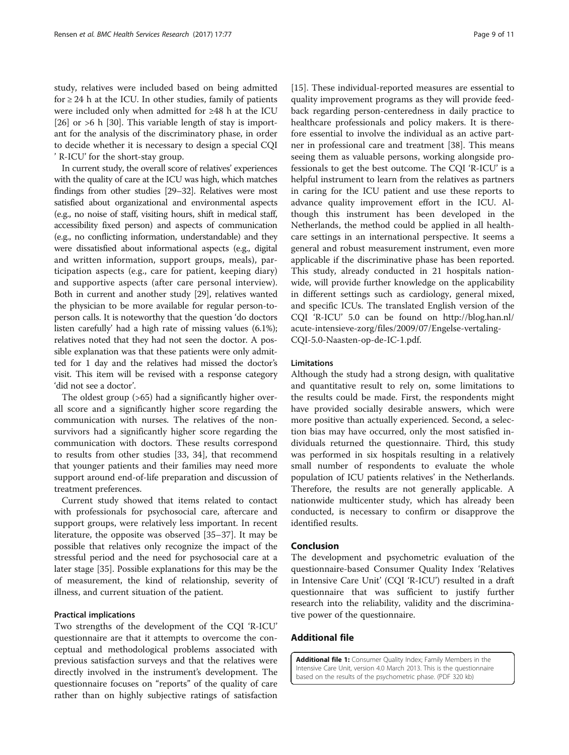study, relatives were included based on being admitted for ≥ 24 h at the ICU. In other studies, family of patients were included only when admitted for ≥48 h at the ICU [26] or >6 h [30]. This variable length of stay is important for the analysis of the discriminatory phase, in order to decide whether it is necessary to design a special CQI ' R-ICU' for the short-stay group.

In current study, the overall score of relatives' experiences with the quality of care at the ICU was high, which matches findings from other studies [29–32]. Relatives were most satisfied about organizational and environmental aspects (e.g., no noise of staff, visiting hours, shift in medical staff, accessibility fixed person) and aspects of communication (e.g., no conflicting information, understandable) and they were dissatisfied about informational aspects (e.g., digital and written information, support groups, meals), participation aspects (e.g., care for patient, keeping diary) and supportive aspects (after care personal interview). Both in current and another study [29], relatives wanted the physician to be more available for regular person-to-person calls. It is noteworthy that the question 'do doctors listen carefully' had a high rate of missing values (6.1%); relatives noted that they had not seen the doctor. A possible explanation was that these patients were only admitted for 1 day and the relatives had missed the doctor's visit. This item will be revised with a response category 'did not see a doctor'.

The oldest group (>65) had a significantly higher overall score and a significantly higher score regarding the communication with nurses. The relatives of the non-survivors had a significantly higher score regarding the communication with doctors. These results correspond to results from other studies [33, 34], that recommend that younger patients and their families may need more support around end-of-life preparation and discussion of treatment preferences.

Current study showed that items related to contact with professionals for psychosocial care, aftercare and support groups, were relatively less important. In recent literature, the opposite was observed [35–37]. It may be possible that relatives only recognize the impact of the stressful period and the need for psychosocial care at a later stage [35]. Possible explanations for this may be the of measurement, the kind of relationship, severity of illness, and current situation of the patient.

### Practical implications

Two strengths of the development of the CQI 'R-ICU' questionnaire are that it attempts to overcome the conceptual and methodological problems associated with previous satisfaction surveys and that the relatives were directly involved in the instrument's development. The questionnaire focuses on "reports" of the quality of care rather than on highly subjective ratings of satisfaction [15]. These individual-reported measures are essential to quality improvement programs as they will provide feedback regarding person-centeredness in daily practice to healthcare professionals and policy makers. It is therefore essential to involve the individual as an active partner in professional care and treatment [38]. This means seeing them as valuable persons, working alongside professionals to get the best outcome. The CQI 'R-ICU' is a helpful instrument to learn from the relatives as partners in caring for the ICU patient and use these reports to advance quality improvement effort in the ICU. Although this instrument has been developed in the Netherlands, the method could be applied in all healthcare settings in an international perspective. It seems a general and robust measurement instrument, even more applicable if the discriminative phase has been reported. This study, already conducted in 21 hospitals nationwide, will provide further knowledge on the applicability in different settings such as cardiology, general mixed, and specific ICUs. The translated English version of the CQI 'R-ICU' 5.0 can be found on http://blog.han.nl/acute-intensieve-zorg/files/2009/07/Engelse-vertaling-CQI-5.0-Naasten-op-de-IC-1.pdf.

### Limitations

Although the study had a strong design, with qualitative and quantitative result to rely on, some limitations to the results could be made. First, the respondents might have provided socially desirable answers, which were more positive than actually experienced. Second, a selection bias may have occurred, only the most satisfied individuals returned the questionnaire. Third, this study was performed in six hospitals resulting in a relatively small number of respondents to evaluate the whole population of ICU patients relatives' in the Netherlands. Therefore, the results are not generally applicable. A nationwide multicenter study, which has already been conducted, is necessary to confirm or disapprove the identified results.

## Conclusion

The development and psychometric evaluation of the questionnaire-based Consumer Quality Index 'Relatives in Intensive Care Unit' (CQI 'R-ICU') resulted in a draft questionnaire that was sufficient to justify further research into the reliability, validity and the discriminative power of the questionnaire.

## Additional file

**Additional file 1:** Consumer Quality Index; Family Members in the Intensive Care Unit, version 4.0 March 2013. This is the questionnaire based on the results of the psychometric phase. (PDF 320 kb)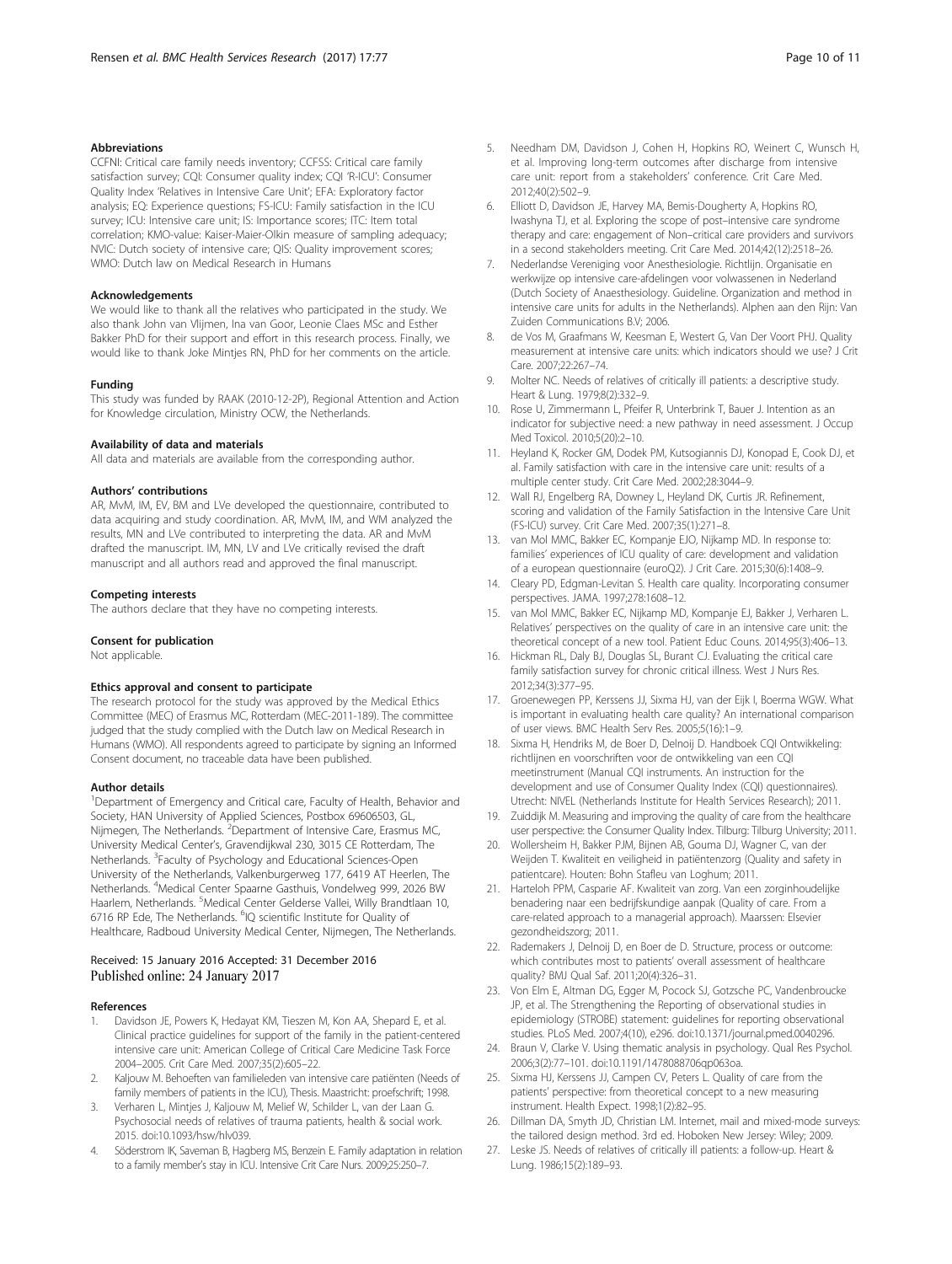### Abbreviations

CCFNI: Critical care family needs inventory; CCFSS: Critical care family satisfaction survey; CQI: Consumer quality index; CQI 'R-ICU': Consumer Quality Index 'Relatives in Intensive Care Unit'; EFA: Exploratory factor analysis; EQ: Experience questions; FS-ICU: Family satisfaction in the ICU survey; ICU: Intensive care unit; IS: Importance scores; ITC: Item total correlation; KMO-value: Kaiser-Maier-Olkin measure of sampling adequacy; NVIC: Dutch society of intensive care; QIS: Quality improvement scores; WMO: Dutch law on Medical Research in Humans

### Acknowledgements

We would like to thank all the relatives who participated in the study. We also thank John van Vlijmen, Ina van Goor, Leonie Claes MSc and Esther Bakker PhD for their support and effort in this research process. Finally, we would like to thank Joke Mintjes RN, PhD for her comments on the article.

### Funding

This study was funded by RAAK (2010-12-2P), Regional Attention and Action for Knowledge circulation, Ministry OCW, the Netherlands.

### Availability of data and materials

All data and materials are available from the corresponding author.

### Authors' contributions

AR, MvM, IM, EV, BM and LVe developed the questionnaire, contributed to data acquiring and study coordination. AR, MvM, IM, and WM analyzed the results, MN and LVe contributed to interpreting the data. AR and MvM drafted the manuscript. IM, MN, LV and LVe critically revised the draft manuscript and all authors read and approved the final manuscript.

### Competing interests

The authors declare that they have no competing interests.

### Consent for publication

Not applicable.

### Ethics approval and consent to participate

The research protocol for the study was approved by the Medical Ethics Committee (MEC) of Erasmus MC, Rotterdam (MEC-2011-189). The committee judged that the study complied with the Dutch law on Medical Research in Humans (WMO). All respondents agreed to participate by signing an Informed Consent document, no traceable data have been published.

### Author details

[1]Department of Emergency and Critical care, Faculty of Health, Behavior and Society, HAN University of Applied Sciences, Postbox 69606503, GL, Nijmegen, The Netherlands. [2]Department of Intensive Care, Erasmus MC, University Medical Center's, Gravendijkwal 230, 3015 CE Rotterdam, The Netherlands. [3]Faculty of Psychology and Educational Sciences-Open University of the Netherlands, Valkenburgerweg 177, 6419 AT Heerlen, The Netherlands. [4]Medical Center Spaarne Gasthuis, Vondelweg 999, 2026 BW Haarlem, Netherlands. [5]Medical Center Gelderse Vallei, Willy Brandtlaan 10, 6716 RP Ede, The Netherlands. [6]IQ scientific Institute for Quality of Healthcare, Radboud University Medical Center, Nijmegen, The Netherlands.

Received: 15 January 2016 Accepted: 31 December 2016
Published online: 24 January 2017

### References

1. Davidson JE, Powers K, Hedayat KM, Tieszen M, Kon AA, Shepard E, et al. Clinical practice guidelines for support of the family in the patient-centered intensive care unit: American College of Critical Care Medicine Task Force 2004–2005. Crit Care Med. 2007;35(2):605–22.
2. Kaljouw M. Behoeften van familieleden van intensive care patiënten (Needs of family members of patients in the ICU), Thesis. Maastricht: proefschrift; 1998.
3. Verharen L, Mintjes J, Kaljouw M, Melief W, Schilder L, van der Laan G. Psychosocial needs of relatives of trauma patients, health & social work. 2015. doi:10.1093/hsw/hlv039.
4. Söderstrom IK, Saveman B, Hagberg MS, Benzein E. Family adaptation in relation to a family member's stay in ICU. Intensive Crit Care Nurs. 2009;25:250–7.
5. Needham DM, Davidson J, Cohen H, Hopkins RO, Weinert C, Wunsch H, et al. Improving long-term outcomes after discharge from intensive care unit: report from a stakeholders' conference. Crit Care Med. 2012;40(2):502–9.
6. Elliott D, Davidson JE, Harvey MA, Bemis-Dougherty A, Hopkins RO, Iwashyna TJ, et al. Exploring the scope of post–intensive care syndrome therapy and care: engagement of Non–critical care providers and survivors in a second stakeholders meeting. Crit Care Med. 2014;42(12):2518–26.
7. Nederlandse Vereniging voor Anesthesiologie. Richtlijn. Organisatie en werkwijze op intensive care-afdelingen voor volwassenen in Nederland (Dutch Society of Anaesthesiology. Guideline. Organization and method in intensive care units for adults in the Netherlands). Alphen aan den Rijn: Van Zuiden Communications B.V; 2006.
8. de Vos M, Graafmans W, Keesman E, Westert G, Van Der Voort PHJ. Quality measurement at intensive care units: which indicators should we use? J Crit Care. 2007;22:267–74.
9. Molter NC. Needs of relatives of critically ill patients: a descriptive study. Heart & Lung. 1979;8(2):332–9.
10. Rose U, Zimmermann L, Pfeifer R, Unterbrink T, Bauer J. Intention as an indicator for subjective need: a new pathway in need assessment. J Occup Med Toxicol. 2010;5(20):2–10.
11. Heyland K, Rocker GM, Dodek PM, Kutsogiannis DJ, Konopad E, Cook DJ, et al. Family satisfaction with care in the intensive care unit: results of a multiple center study. Crit Care Med. 2002;28:3044–9.
12. Wall RJ, Engelberg RA, Downey L, Heyland DK, Curtis JR. Refinement, scoring and validation of the Family Satisfaction in the Intensive Care Unit (FS-ICU) survey. Crit Care Med. 2007;35(1):271–8.
13. van Mol MMC, Bakker EC, Kompanje EJO, Nijkamp MD. In response to: families' experiences of ICU quality of care: development and validation of a european questionnaire (euroQ2). J Crit Care. 2015;30(6):1408–9.
14. Cleary PD, Edgman-Levitan S. Health care quality. Incorporating consumer perspectives. JAMA. 1997;278:1608–12.
15. van Mol MMC, Bakker EC, Nijkamp MD, Kompanje EJ, Bakker J, Verharen L. Relatives' perspectives on the quality of care in an intensive care unit: the theoretical concept of a new tool. Patient Educ Couns. 2014;95(3):406–13.
16. Hickman RL, Daly BJ, Douglas SL, Burant CJ. Evaluating the critical care family satisfaction survey for chronic critical illness. West J Nurs Res. 2012;34(3):377–95.
17. Groenewegen PP, Kerssens JJ, Sixma HJ, van der Eijk I, Boerma WGW. What is important in evaluating health care quality? An international comparison of user views. BMC Health Serv Res. 2005;5(16):1–9.
18. Sixma H, Hendriks M, de Boer D, Delnoij D. Handboek CQI Ontwikkeling: richtlijnen en voorschriften voor de ontwikkeling van een CQI meetinstrument (Manual CQI instruments. An instruction for the development and use of Consumer Quality Index (CQI) questionnaires). Utrecht: NIVEL (Netherlands Institute for Health Services Research); 2011.
19. Zuiddijk M. Measuring and improving the quality of care from the healthcare user perspective: the Consumer Quality Index. Tilburg: Tilburg University; 2011.
20. Wollersheim H, Bakker PJM, Bijnen AB, Gouma DJ, Wagner C, van der Weijden T. Kwaliteit en veiligheid in patiëntenzorg (Quality and safety in patientcare). Houten: Bohn Stafleu van Loghum; 2011.
21. Harteloh PPM, Casparie AF. Kwaliteit van zorg. Van een zorginhoudelijke benadering naar een bedrijfskundige aanpak (Quality of care. From a care-related approach to a managerial approach). Maarssen: Elsevier gezondheidszorg; 2011.
22. Rademakers J, Delnoij D, en Boer de D. Structure, process or outcome: which contributes most to patients' overall assessment of healthcare quality? BMJ Qual Saf. 2011;20(4):326–31.
23. Von Elm E, Altman DG, Egger M, Pocock SJ, Gotzsche PC, Vandenbroucke JP, et al. The Strengthening the Reporting of observational studies in epidemiology (STROBE) statement: guidelines for reporting observational studies. PLoS Med. 2007;4(10), e296. doi:10.1371/journal.pmed.0040296.
24. Braun V, Clarke V. Using thematic analysis in psychology. Qual Res Psychol. 2006;3(2):77–101. doi:10.1191/1478088706qp063oa.
25. Sixma HJ, Kerssens JJ, Campen CV, Peters L. Quality of care from the patients' perspective: from theoretical concept to a new measuring instrument. Health Expect. 1998;1(2):82–95.
26. Dillman DA, Smyth JD, Christian LM. Internet, mail and mixed-mode surveys: the tailored design method. 3rd ed. Hoboken New Jersey: Wiley; 2009.
27. Leske JS. Needs of relatives of critically ill patients: a follow-up. Heart & Lung. 1986;15(2):189–93.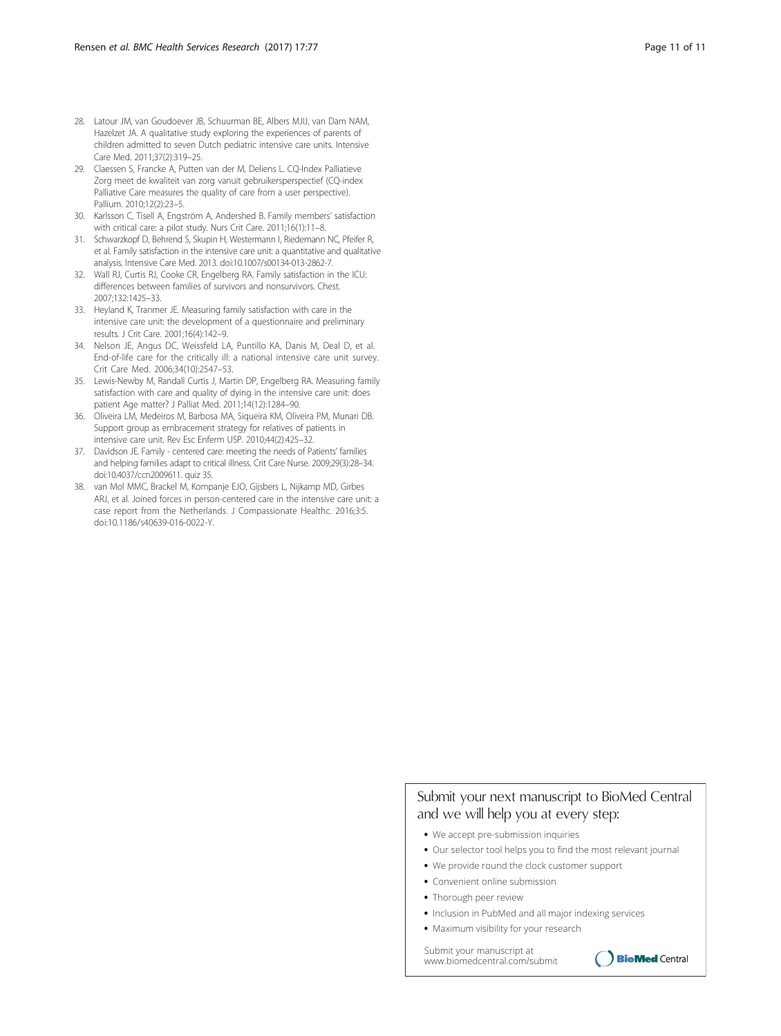28. Latour JM, van Goudoever JB, Schuurman BE, Albers MJIJ, van Dam NAM, Hazelzet JA. A qualitative study exploring the experiences of parents of children admitted to seven Dutch pediatric intensive care units. Intensive Care Med. 2011;37(2):319–25.
29. Claessen S, Francke A, Putten van der M, Deliens L. CQ-Index Palliatieve Zorg meet de kwaliteit van zorg vanuit gebruikersperspectief (CQ-index Palliative Care measures the quality of care from a user perspective). Pallium. 2010;12(2):23–5.
30. Karlsson C, Tisell A, Engström A, Andershed B. Family members' satisfaction with critical care: a pilot study. Nurs Crit Care. 2011;16(1):11–8.
31. Schwarzkopf D, Behrend S, Skupin H, Westermann I, Riedemann NC, Pfeifer R, et al. Family satisfaction in the intensive care unit: a quantitative and qualitative analysis. Intensive Care Med. 2013. doi:10.1007/s00134-013-2862-7.
32. Wall RJ, Curtis RJ, Cooke CR, Engelberg RA. Family satisfaction in the ICU: differences between families of survivors and nonsurvivors. Chest. 2007;132:1425–33.
33. Heyland K, Tranmer JE. Measuring family satisfaction with care in the intensive care unit: the development of a questionnaire and preliminary results. J Crit Care. 2001;16(4):142–9.
34. Nelson JE, Angus DC, Weissfeld LA, Puntillo KA, Danis M, Deal D, et al. End-of-life care for the critically ill: a national intensive care unit survey. Crit Care Med. 2006;34(10):2547–53.
35. Lewis-Newby M, Randall Curtis J, Martin DP, Engelberg RA. Measuring family satisfaction with care and quality of dying in the intensive care unit: does patient Age matter? J Palliat Med. 2011;14(12):1284–90.
36. Oliveira LM, Medeiros M, Barbosa MA, Siqueira KM, Oliveira PM, Munari DB. Support group as embracement strategy for relatives of patients in intensive care unit. Rev Esc Enferm USP. 2010;44(2):425–32.
37. Davidson JE. Family - centered care: meeting the needs of Patients' families and helping families adapt to critical illness. Crit Care Nurse. 2009;29(3):28–34. doi:10.4037/ccn2009611. quiz 35.
38. van Mol MMC, Brackel M, Kompanje EJO, Gijsbers L, Nijkamp MD, Girbes ARJ, et al. Joined forces in person-centered care in the intensive care unit: a case report from the Netherlands. J Compassionate Healthc. 2016;3:5. doi:10.1186/s40639-016-0022-Y.

Submit your next manuscript to BioMed Central and we will help you at every step:

- We accept pre-submission inquiries
- Our selector tool helps you to find the most relevant journal
- We provide round the clock customer support
- Convenient online submission
- Thorough peer review
- Inclusion in PubMed and all major indexing services
- Maximum visibility for your research

Submit your manuscript at
www.biomedcentral.com/submit

BioMed Central